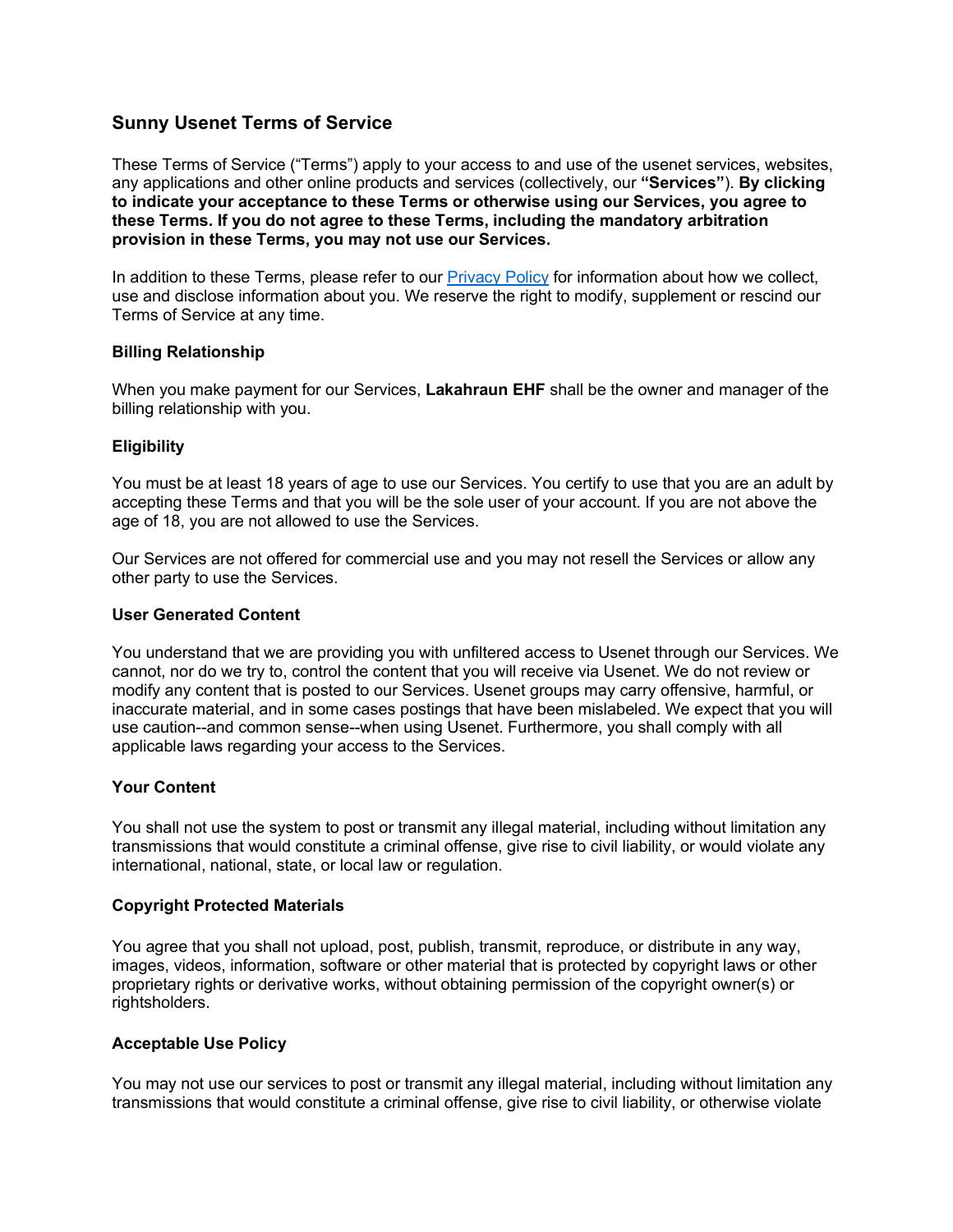## Sunny Usenet Terms of Service

These Terms of Service ("Terms") apply to your access to and use of the usenet services, websites, any applications and other online products and services (collectively, our **"Services"**). **By clicking to indicate your acceptance to these Terms or otherwise using our Services, you agree to these Terms. If you do not agree to these Terms, including the mandatory arbitration provision in these Terms, you may not use our Services.**

In addition to these Terms, please refer to our [Privacy Policy]() for information about how we collect, use and disclose information about you. We reserve the right to modify, supplement or rescind our Terms of Service at any time.

### Billing Relationship

When you make payment for our Services, **Lakahraun EHF** shall be the owner and manager of the billing relationship with you.

### Eligibility

You must be at least 18 years of age to use our Services. You certify to use that you are an adult by accepting these Terms and that you will be the sole user of your account. If you are not above the age of 18, you are not allowed to use the Services.

Our Services are not offered for commercial use and you may not resell the Services or allow any other party to use the Services.

### User Generated Content

You understand that we are providing you with unfiltered access to Usenet through our Services. We cannot, nor do we try to, control the content that you will receive via Usenet. We do not review or modify any content that is posted to our Services. Usenet groups may carry offensive, harmful, or inaccurate material, and in some cases postings that have been mislabeled. We expect that you will use caution--and common sense--when using Usenet. Furthermore, you shall comply with all applicable laws regarding your access to the Services.

### Your Content

You shall not use the system to post or transmit any illegal material, including without limitation any transmissions that would constitute a criminal offense, give rise to civil liability, or would violate any international, national, state, or local law or regulation.

### Copyright Protected Materials

You agree that you shall not upload, post, publish, transmit, reproduce, or distribute in any way, images, videos, information, software or other material that is protected by copyright laws or other proprietary rights or derivative works, without obtaining permission of the copyright owner(s) or rightsholders.

### Acceptable Use Policy

You may not use our services to post or transmit any illegal material, including without limitation any transmissions that would constitute a criminal offense, give rise to civil liability, or otherwise violate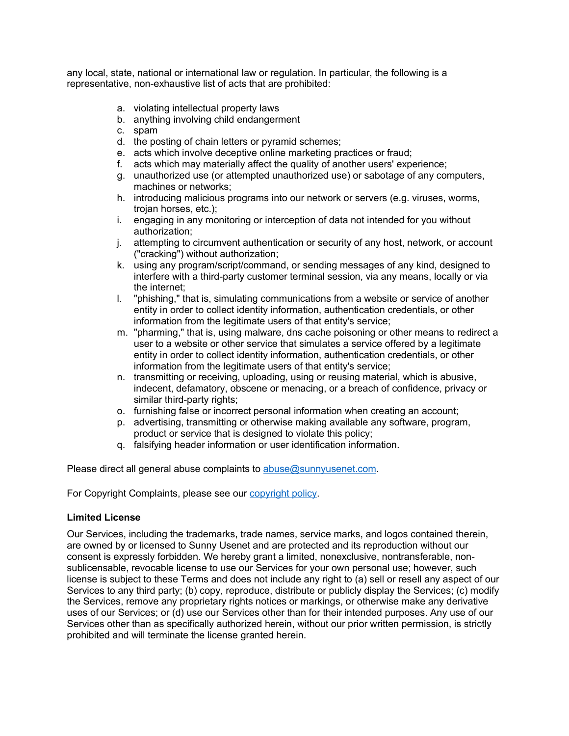any local, state, national or international law or regulation. In particular, the following is a representative, non-exhaustive list of acts that are prohibited:

a. violating intellectual property laws
b. anything involving child endangerment
c. spam
d. the posting of chain letters or pyramid schemes;
e. acts which involve deceptive online marketing practices or fraud;
f. acts which may materially affect the quality of another users' experience;
g. unauthorized use (or attempted unauthorized use) or sabotage of any computers, machines or networks;
h. introducing malicious programs into our network or servers (e.g. viruses, worms, trojan horses, etc.);
i. engaging in any monitoring or interception of data not intended for you without authorization;
j. attempting to circumvent authentication or security of any host, network, or account ("cracking") without authorization;
k. using any program/script/command, or sending messages of any kind, designed to interfere with a third-party customer terminal session, via any means, locally or via the internet;
l. "phishing," that is, simulating communications from a website or service of another entity in order to collect identity information, authentication credentials, or other information from the legitimate users of that entity's service;
m. "pharming," that is, using malware, dns cache poisoning or other means to redirect a user to a website or other service that simulates a service offered by a legitimate entity in order to collect identity information, authentication credentials, or other information from the legitimate users of that entity's service;
n. transmitting or receiving, uploading, using or reusing material, which is abusive, indecent, defamatory, obscene or menacing, or a breach of confidence, privacy or similar third-party rights;
o. furnishing false or incorrect personal information when creating an account;
p. advertising, transmitting or otherwise making available any software, program, product or service that is designed to violate this policy;
q. falsifying header information or user identification information.

Please direct all general abuse complaints to abuse@sunnyusenet.com.

For Copyright Complaints, please see our copyright policy.

**Limited License**

Our Services, including the trademarks, trade names, service marks, and logos contained therein, are owned by or licensed to Sunny Usenet and are protected and its reproduction without our consent is expressly forbidden. We hereby grant a limited, nonexclusive, nontransferable, non-sublicensable, revocable license to use our Services for your own personal use; however, such license is subject to these Terms and does not include any right to (a) sell or resell any aspect of our Services to any third party; (b) copy, reproduce, distribute or publicly display the Services; (c) modify the Services, remove any proprietary rights notices or markings, or otherwise make any derivative uses of our Services; or (d) use our Services other than for their intended purposes. Any use of our Services other than as specifically authorized herein, without our prior written permission, is strictly prohibited and will terminate the license granted herein.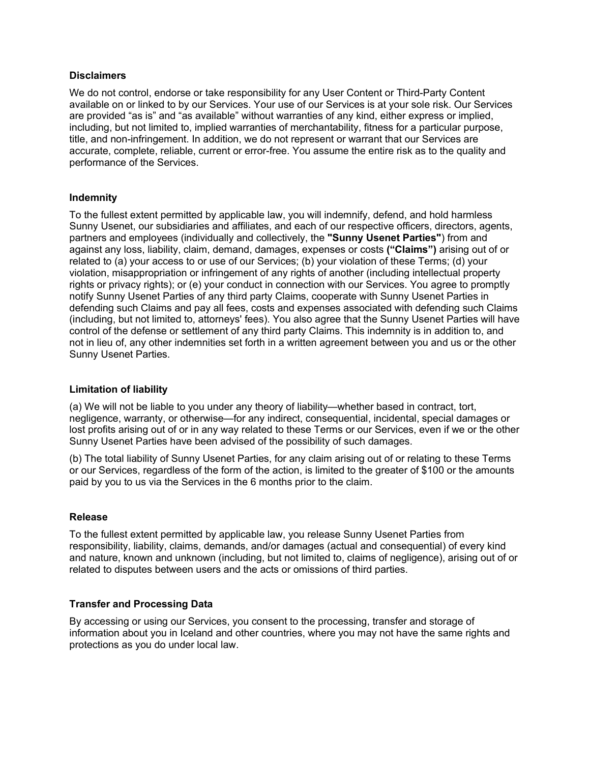### Disclaimers

We do not control, endorse or take responsibility for any User Content or Third-Party Content available on or linked to by our Services. Your use of our Services is at your sole risk. Our Services are provided "as is" and "as available" without warranties of any kind, either express or implied, including, but not limited to, implied warranties of merchantability, fitness for a particular purpose, title, and non-infringement. In addition, we do not represent or warrant that our Services are accurate, complete, reliable, current or error-free. You assume the entire risk as to the quality and performance of the Services.

### Indemnity

To the fullest extent permitted by applicable law, you will indemnify, defend, and hold harmless Sunny Usenet, our subsidiaries and affiliates, and each of our respective officers, directors, agents, partners and employees (individually and collectively, the **"Sunny Usenet Parties"**) from and against any loss, liability, claim, demand, damages, expenses or costs **("Claims")** arising out of or related to (a) your access to or use of our Services; (b) your violation of these Terms; (d) your violation, misappropriation or infringement of any rights of another (including intellectual property rights or privacy rights); or (e) your conduct in connection with our Services. You agree to promptly notify Sunny Usenet Parties of any third party Claims, cooperate with Sunny Usenet Parties in defending such Claims and pay all fees, costs and expenses associated with defending such Claims (including, but not limited to, attorneys' fees). You also agree that the Sunny Usenet Parties will have control of the defense or settlement of any third party Claims. This indemnity is in addition to, and not in lieu of, any other indemnities set forth in a written agreement between you and us or the other Sunny Usenet Parties.

### Limitation of liability

(a) We will not be liable to you under any theory of liability—whether based in contract, tort, negligence, warranty, or otherwise—for any indirect, consequential, incidental, special damages or lost profits arising out of or in any way related to these Terms or our Services, even if we or the other Sunny Usenet Parties have been advised of the possibility of such damages.

(b) The total liability of Sunny Usenet Parties, for any claim arising out of or relating to these Terms or our Services, regardless of the form of the action, is limited to the greater of $100 or the amounts paid by you to us via the Services in the 6 months prior to the claim.

### Release

To the fullest extent permitted by applicable law, you release Sunny Usenet Parties from responsibility, liability, claims, demands, and/or damages (actual and consequential) of every kind and nature, known and unknown (including, but not limited to, claims of negligence), arising out of or related to disputes between users and the acts or omissions of third parties.

### Transfer and Processing Data

By accessing or using our Services, you consent to the processing, transfer and storage of information about you in Iceland and other countries, where you may not have the same rights and protections as you do under local law.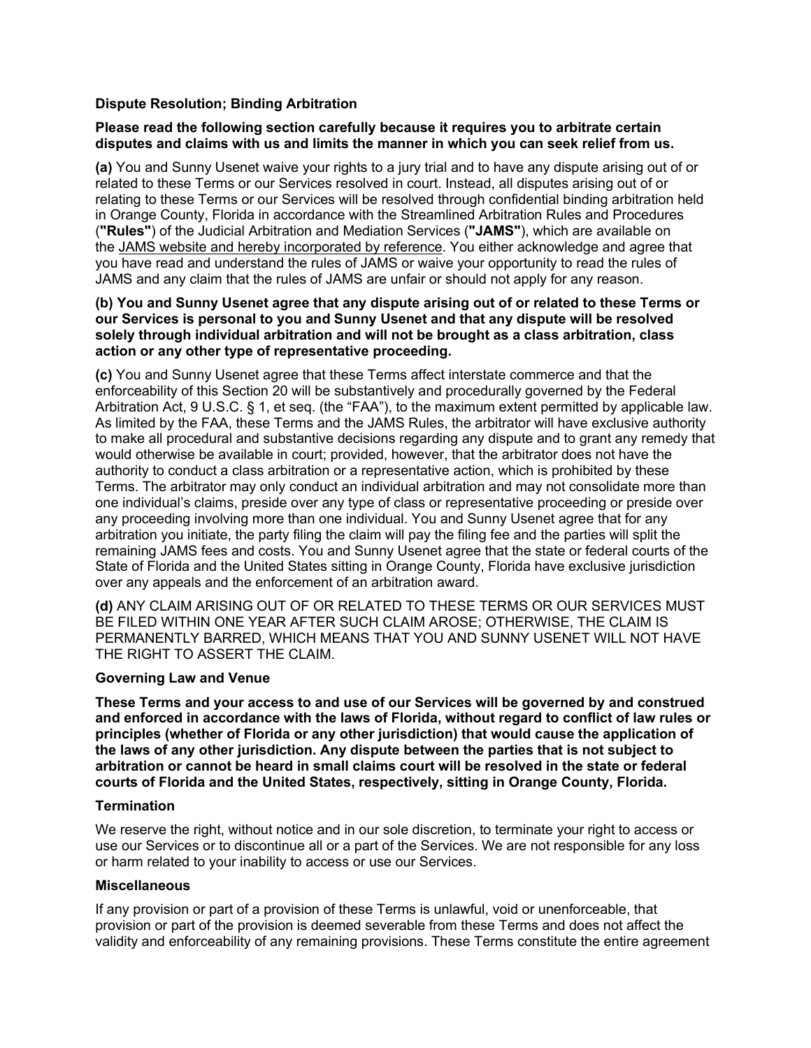**Dispute Resolution; Binding Arbitration**

**Please read the following section carefully because it requires you to arbitrate certain disputes and claims with us and limits the manner in which you can seek relief from us.**

**(a)** You and Sunny Usenet waive your rights to a jury trial and to have any dispute arising out of or related to these Terms or our Services resolved in court. Instead, all disputes arising out of or relating to these Terms or our Services will be resolved through confidential binding arbitration held in Orange County, Florida in accordance with the Streamlined Arbitration Rules and Procedures (**"Rules"**) of the Judicial Arbitration and Mediation Services (**"JAMS"**), which are available on the JAMS website and hereby incorporated by reference. You either acknowledge and agree that you have read and understand the rules of JAMS or waive your opportunity to read the rules of JAMS and any claim that the rules of JAMS are unfair or should not apply for any reason.

**(b) You and Sunny Usenet agree that any dispute arising out of or related to these Terms or our Services is personal to you and Sunny Usenet and that any dispute will be resolved solely through individual arbitration and will not be brought as a class arbitration, class action or any other type of representative proceeding.**

**(c)** You and Sunny Usenet agree that these Terms affect interstate commerce and that the enforceability of this Section 20 will be substantively and procedurally governed by the Federal Arbitration Act, 9 U.S.C. § 1, et seq. (the "FAA"), to the maximum extent permitted by applicable law. As limited by the FAA, these Terms and the JAMS Rules, the arbitrator will have exclusive authority to make all procedural and substantive decisions regarding any dispute and to grant any remedy that would otherwise be available in court; provided, however, that the arbitrator does not have the authority to conduct a class arbitration or a representative action, which is prohibited by these Terms. The arbitrator may only conduct an individual arbitration and may not consolidate more than one individual's claims, preside over any type of class or representative proceeding or preside over any proceeding involving more than one individual. You and Sunny Usenet agree that for any arbitration you initiate, the party filing the claim will pay the filing fee and the parties will split the remaining JAMS fees and costs. You and Sunny Usenet agree that the state or federal courts of the State of Florida and the United States sitting in Orange County, Florida have exclusive jurisdiction over any appeals and the enforcement of an arbitration award.

**(d)** ANY CLAIM ARISING OUT OF OR RELATED TO THESE TERMS OR OUR SERVICES MUST BE FILED WITHIN ONE YEAR AFTER SUCH CLAIM AROSE; OTHERWISE, THE CLAIM IS PERMANENTLY BARRED, WHICH MEANS THAT YOU AND SUNNY USENET WILL NOT HAVE THE RIGHT TO ASSERT THE CLAIM.

**Governing Law and Venue**

**These Terms and your access to and use of our Services will be governed by and construed and enforced in accordance with the laws of Florida, without regard to conflict of law rules or principles (whether of Florida or any other jurisdiction) that would cause the application of the laws of any other jurisdiction. Any dispute between the parties that is not subject to arbitration or cannot be heard in small claims court will be resolved in the state or federal courts of Florida and the United States, respectively, sitting in Orange County, Florida.**

**Termination**

We reserve the right, without notice and in our sole discretion, to terminate your right to access or use our Services or to discontinue all or a part of the Services. We are not responsible for any loss or harm related to your inability to access or use our Services.

**Miscellaneous**

If any provision or part of a provision of these Terms is unlawful, void or unenforceable, that provision or part of the provision is deemed severable from these Terms and does not affect the validity and enforceability of any remaining provisions. These Terms constitute the entire agreement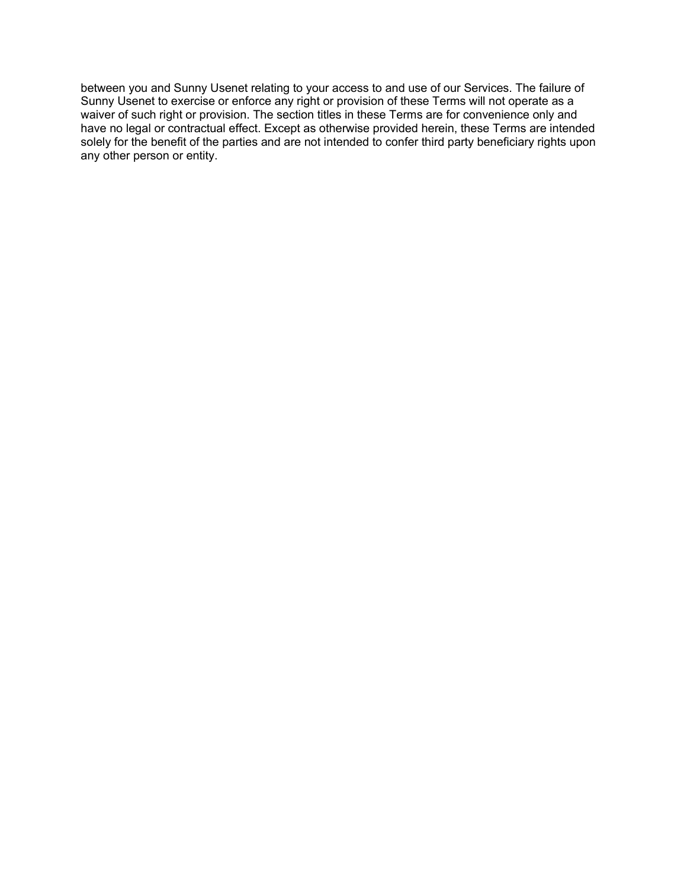between you and Sunny Usenet relating to your access to and use of our Services. The failure of Sunny Usenet to exercise or enforce any right or provision of these Terms will not operate as a waiver of such right or provision. The section titles in these Terms are for convenience only and have no legal or contractual effect. Except as otherwise provided herein, these Terms are intended solely for the benefit of the parties and are not intended to confer third party beneficiary rights upon any other person or entity.